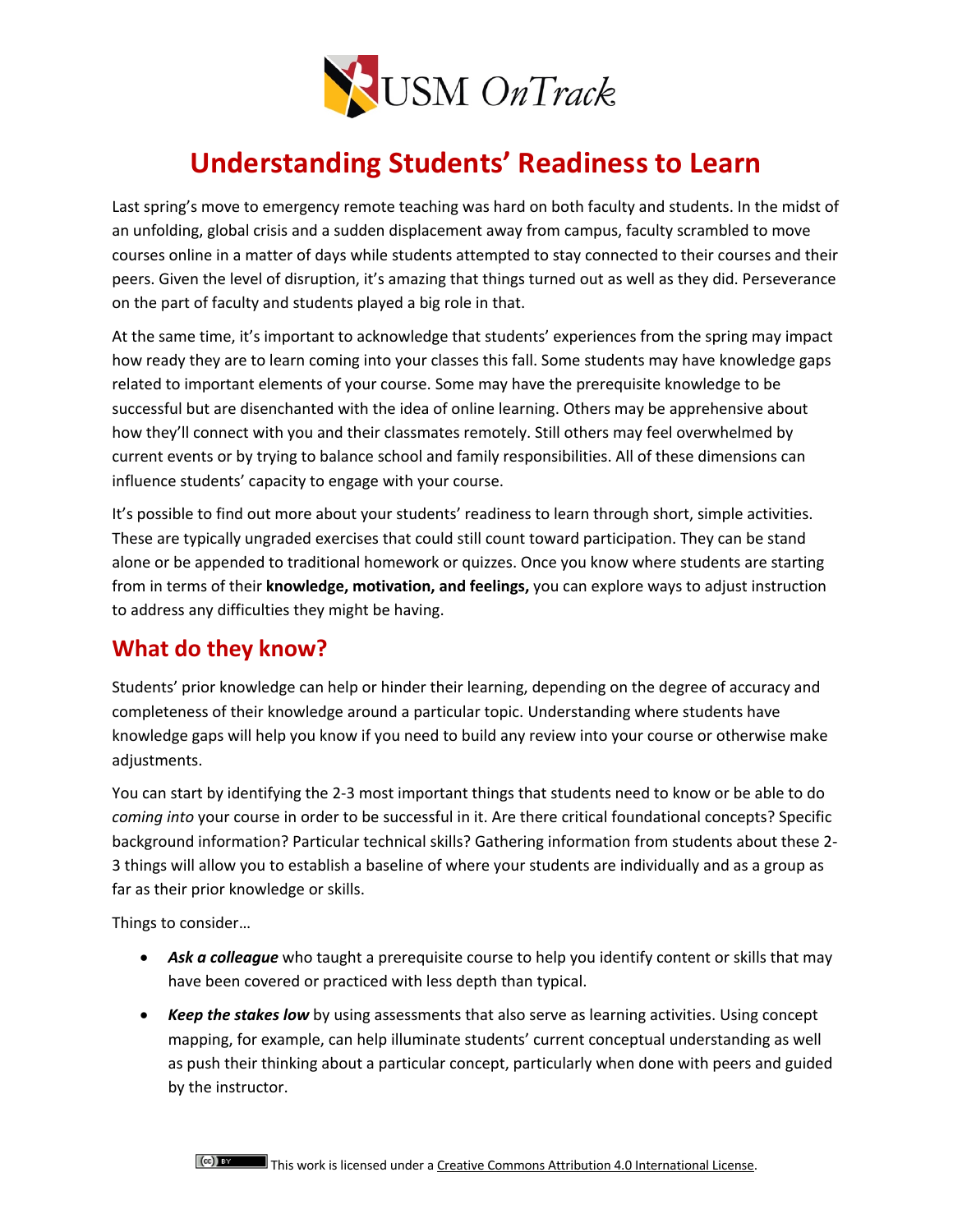# Understanding Students' Readiness to Learn

Last spring's move to emergency remote teaching was hard on both faculty and students. In the midst of an unfolding, global crisis and a sudden displacement away from campus, faculty scrambled to move courses online in a matter of days while students attempted to stay connected to their courses and their peers. Given the level of disruption, it's amazing that things turned out as well as they did. Perseverance on the part of faculty and students played a big role in that.

At the same time, it's important to acknowledge that students' experiences from the spring may impact how ready they are to learn coming into your classes this fall. Some students may have knowledge gaps related to important elements of your course. Some may have the prerequisite knowledge to be successful but are disenchanted with the idea of online learning. Others may be apprehensive about how they'll connect with you and their classmates remotely. Still others may feel overwhelmed by current events or by trying to balance school and family responsibilities. All of these dimensions can influence students' capacity to engage with your course.

It's possible to find out more about your students' readiness to learn through short, simple activities. These are typically ungraded exercises that could still count toward participation. They can be stand alone or be appended to traditional homework or quizzes. Once you know where students are starting from in terms of their **knowledge, motivation, and feelings,** you can explore ways to adjust instruction to address any difficulties they might be having.

## What do they know?

Students' prior knowledge can help or hinder their learning, depending on the degree of accuracy and completeness of their knowledge around a particular topic. Understanding where students have knowledge gaps will help you know if you need to build any review into your course or otherwise make adjustments.

You can start by identifying the 2-3 most important things that students need to know or be able to do *coming into* your course in order to be successful in it. Are there critical foundational concepts? Specific background information? Particular technical skills? Gathering information from students about these 2-3 things will allow you to establish a baseline of where your students are individually and as a group as far as their prior knowledge or skills.

Things to consider…

- ***Ask a colleague*** who taught a prerequisite course to help you identify content or skills that may have been covered or practiced with less depth than typical.
- ***Keep the stakes low*** by using assessments that also serve as learning activities. Using concept mapping, for example, can help illuminate students' current conceptual understanding as well as push their thinking about a particular concept, particularly when done with peers and guided by the instructor.

This work is licensed under a Creative Commons Attribution 4.0 International License.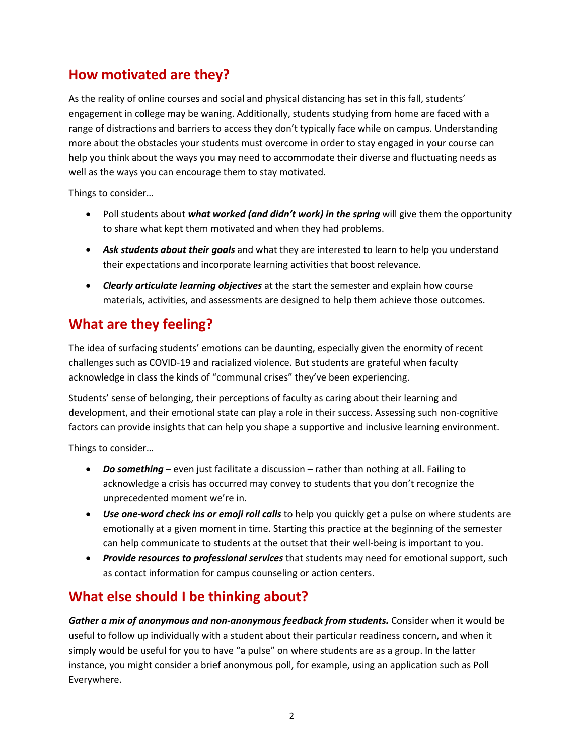## How motivated are they?

As the reality of online courses and social and physical distancing has set in this fall, students' engagement in college may be waning. Additionally, students studying from home are faced with a range of distractions and barriers to access they don't typically face while on campus. Understanding more about the obstacles your students must overcome in order to stay engaged in your course can help you think about the ways you may need to accommodate their diverse and fluctuating needs as well as the ways you can encourage them to stay motivated.

Things to consider…

- Poll students about ***what worked (and didn't work) in the spring*** will give them the opportunity to share what kept them motivated and when they had problems.
- ***Ask students about their goals*** and what they are interested to learn to help you understand their expectations and incorporate learning activities that boost relevance.
- ***Clearly articulate learning objectives*** at the start the semester and explain how course materials, activities, and assessments are designed to help them achieve those outcomes.

## What are they feeling?

The idea of surfacing students' emotions can be daunting, especially given the enormity of recent challenges such as COVID-19 and racialized violence. But students are grateful when faculty acknowledge in class the kinds of "communal crises" they've been experiencing.

Students' sense of belonging, their perceptions of faculty as caring about their learning and development, and their emotional state can play a role in their success. Assessing such non-cognitive factors can provide insights that can help you shape a supportive and inclusive learning environment.

Things to consider…

- ***Do something*** – even just facilitate a discussion – rather than nothing at all. Failing to acknowledge a crisis has occurred may convey to students that you don't recognize the unprecedented moment we're in.
- ***Use one-word check ins or emoji roll calls*** to help you quickly get a pulse on where students are emotionally at a given moment in time. Starting this practice at the beginning of the semester can help communicate to students at the outset that their well-being is important to you.
- ***Provide resources to professional services*** that students may need for emotional support, such as contact information for campus counseling or action centers.

## What else should I be thinking about?

***Gather a mix of anonymous and non-anonymous feedback from students.*** Consider when it would be useful to follow up individually with a student about their particular readiness concern, and when it simply would be useful for you to have "a pulse" on where students are as a group. In the latter instance, you might consider a brief anonymous poll, for example, using an application such as Poll Everywhere.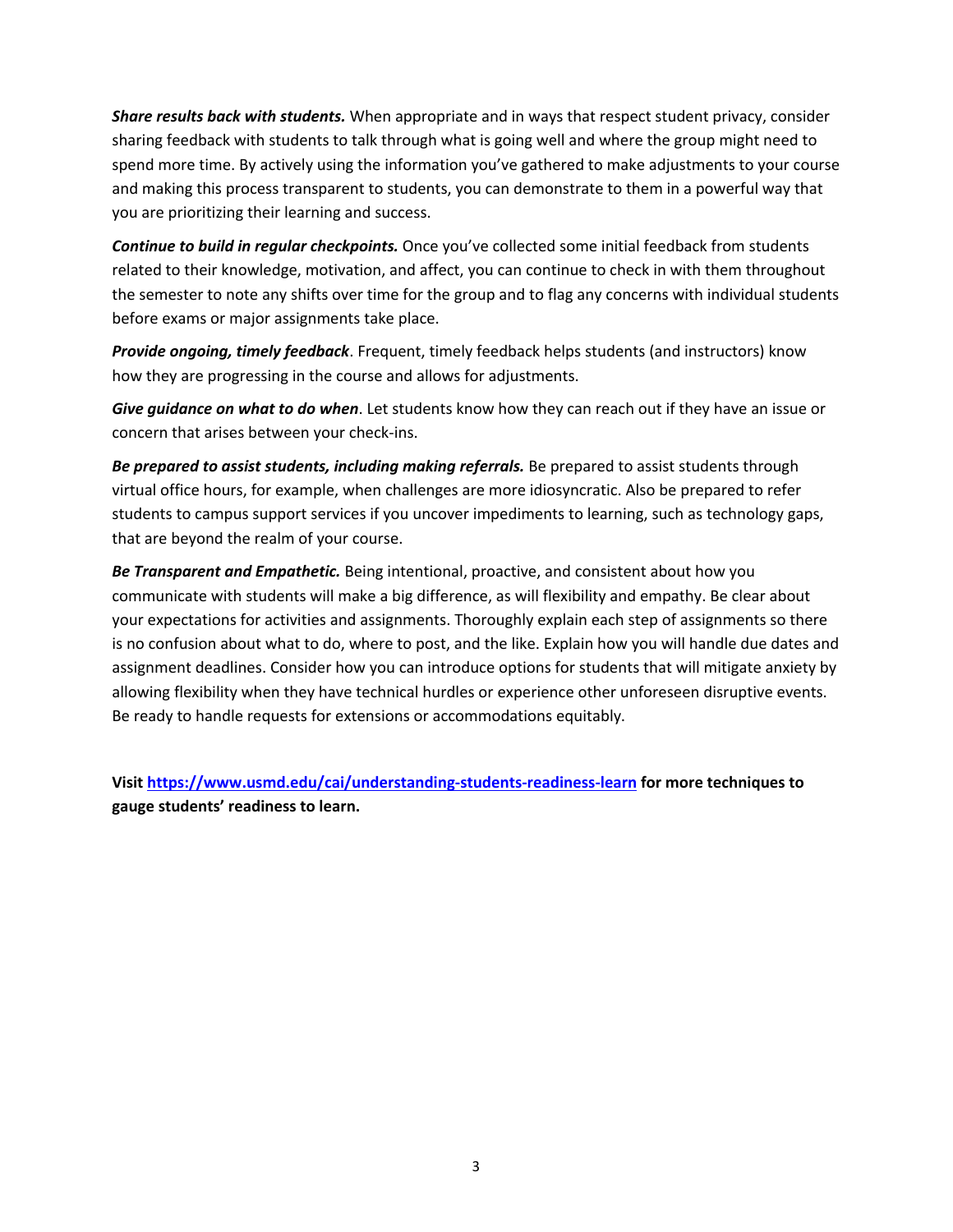***Share results back with students.*** When appropriate and in ways that respect student privacy, consider sharing feedback with students to talk through what is going well and where the group might need to spend more time. By actively using the information you've gathered to make adjustments to your course and making this process transparent to students, you can demonstrate to them in a powerful way that you are prioritizing their learning and success.

***Continue to build in regular checkpoints.*** Once you've collected some initial feedback from students related to their knowledge, motivation, and affect, you can continue to check in with them throughout the semester to note any shifts over time for the group and to flag any concerns with individual students before exams or major assignments take place.

***Provide ongoing, timely feedback***. Frequent, timely feedback helps students (and instructors) know how they are progressing in the course and allows for adjustments.

***Give guidance on what to do when***. Let students know how they can reach out if they have an issue or concern that arises between your check-ins.

***Be prepared to assist students, including making referrals.*** Be prepared to assist students through virtual office hours, for example, when challenges are more idiosyncratic. Also be prepared to refer students to campus support services if you uncover impediments to learning, such as technology gaps, that are beyond the realm of your course.

***Be Transparent and Empathetic.*** Being intentional, proactive, and consistent about how you communicate with students will make a big difference, as will flexibility and empathy. Be clear about your expectations for activities and assignments. Thoroughly explain each step of assignments so there is no confusion about what to do, where to post, and the like. Explain how you will handle due dates and assignment deadlines. Consider how you can introduce options for students that will mitigate anxiety by allowing flexibility when they have technical hurdles or experience other unforeseen disruptive events. Be ready to handle requests for extensions or accommodations equitably.

**Visit [https://www.usmd.edu/cai/understanding-students-readiness-learn](https://www.usmd.edu/cai/understanding-students-readiness-learn) for more techniques to gauge students' readiness to learn.**